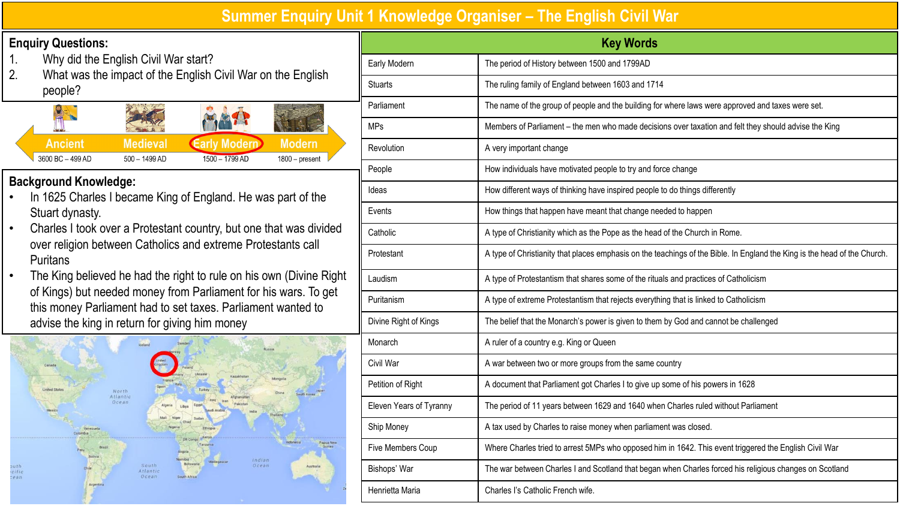# Summer Enquiry Unit 1 Knowledge Organiser – The English Civil War

## Enquiry Questions:

1. Why did the English Civil War start?
2. What was the impact of the English Civil War on the English people?

| Ancient | Medieval | Early Modern | Modern |
|---|---|---|---|
| 3600 BC – 499 AD | 500 – 1499 AD | 1500 – 1799 AD | 1800 – present |

## Background Knowledge:

- In 1625 Charles I became King of England. He was part of the Stuart dynasty.
- Charles I took over a Protestant country, but one that was divided over religion between Catholics and extreme Protestants call Puritans
- The King believed he had the right to rule on his own (Divine Right of Kings) but needed money from Parliament for his wars. To get this money Parliament had to set taxes. Parliament wanted to advise the king in return for giving him money

## Key Words

| Key Words | |
|---|---|
| Early Modern | The period of History between 1500 and 1799AD |
| Stuarts | The ruling family of England between 1603 and 1714 |
| Parliament | The name of the group of people and the building for where laws were approved and taxes were set. |
| MPs | Members of Parliament – the men who made decisions over taxation and felt they should advise the King |
| Revolution | A very important change |
| People | How individuals have motivated people to try and force change |
| Ideas | How different ways of thinking have inspired people to do things differently |
| Events | How things that happen have meant that change needed to happen |
| Catholic | A type of Christianity which as the Pope as the head of the Church in Rome. |
| Protestant | A type of Christianity that places emphasis on the teachings of the Bible. In England the King is the head of the Church. |
| Laudism | A type of Protestantism that shares some of the rituals and practices of Catholicism |
| Puritanism | A type of extreme Protestantism that rejects everything that is linked to Catholicism |
| Divine Right of Kings | The belief that the Monarch's power is given to them by God and cannot be challenged |
| Monarch | A ruler of a country e.g. King or Queen |
| Civil War | A war between two or more groups from the same country |
| Petition of Right | A document that Parliament got Charles I to give up some of his powers in 1628 |
| Eleven Years of Tyranny | The period of 11 years between 1629 and 1640 when Charles ruled without Parliament |
| Ship Money | A tax used by Charles to raise money when parliament was closed. |
| Five Members Coup | Where Charles tried to arrest 5MPs who opposed him in 1642. This event triggered the English Civil War |
| Bishops' War | The war between Charles I and Scotland that began when Charles forced his religious changes on Scotland |
| Henrietta Maria | Charles I's Catholic French wife. |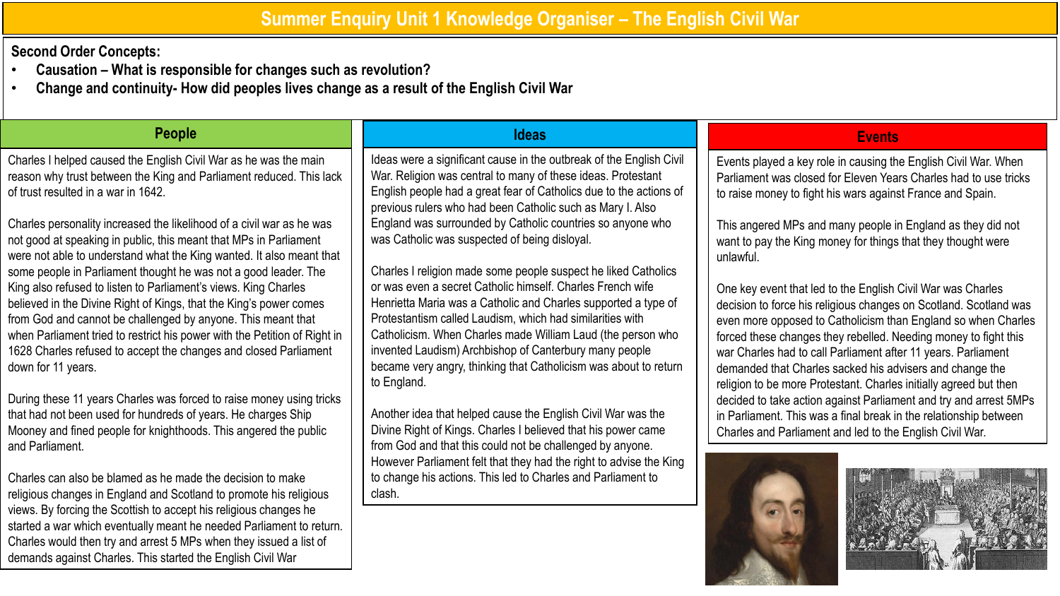# Summer Enquiry Unit 1 Knowledge Organiser – The English Civil War

**Second Order Concepts:**

- **Causation – What is responsible for changes such as revolution?**
- **Change and continuity- How did peoples lives change as a result of the English Civil War**

## People

Charles I helped caused the English Civil War as he was the main reason why trust between the King and Parliament reduced. This lack of trust resulted in a war in 1642.

Charles personality increased the likelihood of a civil war as he was not good at speaking in public, this meant that MPs in Parliament were not able to understand what the King wanted. It also meant that some people in Parliament thought he was not a good leader. The King also refused to listen to Parliament's views. King Charles believed in the Divine Right of Kings, that the King's power comes from God and cannot be challenged by anyone. This meant that when Parliament tried to restrict his power with the Petition of Right in 1628 Charles refused to accept the changes and closed Parliament down for 11 years.

During these 11 years Charles was forced to raise money using tricks that had not been used for hundreds of years. He charges Ship Mooney and fined people for knighthoods. This angered the public and Parliament.

Charles can also be blamed as he made the decision to make religious changes in England and Scotland to promote his religious views. By forcing the Scottish to accept his religious changes he started a war which eventually meant he needed Parliament to return. Charles would then try and arrest 5 MPs when they issued a list of demands against Charles. This started the English Civil War

## Ideas

Ideas were a significant cause in the outbreak of the English Civil War. Religion was central to many of these ideas. Protestant English people had a great fear of Catholics due to the actions of previous rulers who had been Catholic such as Mary I. Also England was surrounded by Catholic countries so anyone who was Catholic was suspected of being disloyal.

Charles I religion made some people suspect he liked Catholics or was even a secret Catholic himself. Charles French wife Henrietta Maria was a Catholic and Charles supported a type of Protestantism called Laudism, which had similarities with Catholicism. When Charles made William Laud (the person who invented Laudism) Archbishop of Canterbury many people became very angry, thinking that Catholicism was about to return to England.

Another idea that helped cause the English Civil War was the Divine Right of Kings. Charles I believed that his power came from God and that this could not be challenged by anyone. However Parliament felt that they had the right to advise the King to change his actions. This led to Charles and Parliament to clash.

## Events

Events played a key role in causing the English Civil War. When Parliament was closed for Eleven Years Charles had to use tricks to raise money to fight his wars against France and Spain.

This angered MPs and many people in England as they did not want to pay the King money for things that they thought were unlawful.

One key event that led to the English Civil War was Charles decision to force his religious changes on Scotland. Scotland was even more opposed to Catholicism than England so when Charles forced these changes they rebelled. Needing money to fight this war Charles had to call Parliament after 11 years. Parliament demanded that Charles sacked his advisers and change the religion to be more Protestant. Charles initially agreed but then decided to take action against Parliament and try and arrest 5MPs in Parliament. This was a final break in the relationship between Charles and Parliament and led to the English Civil War.